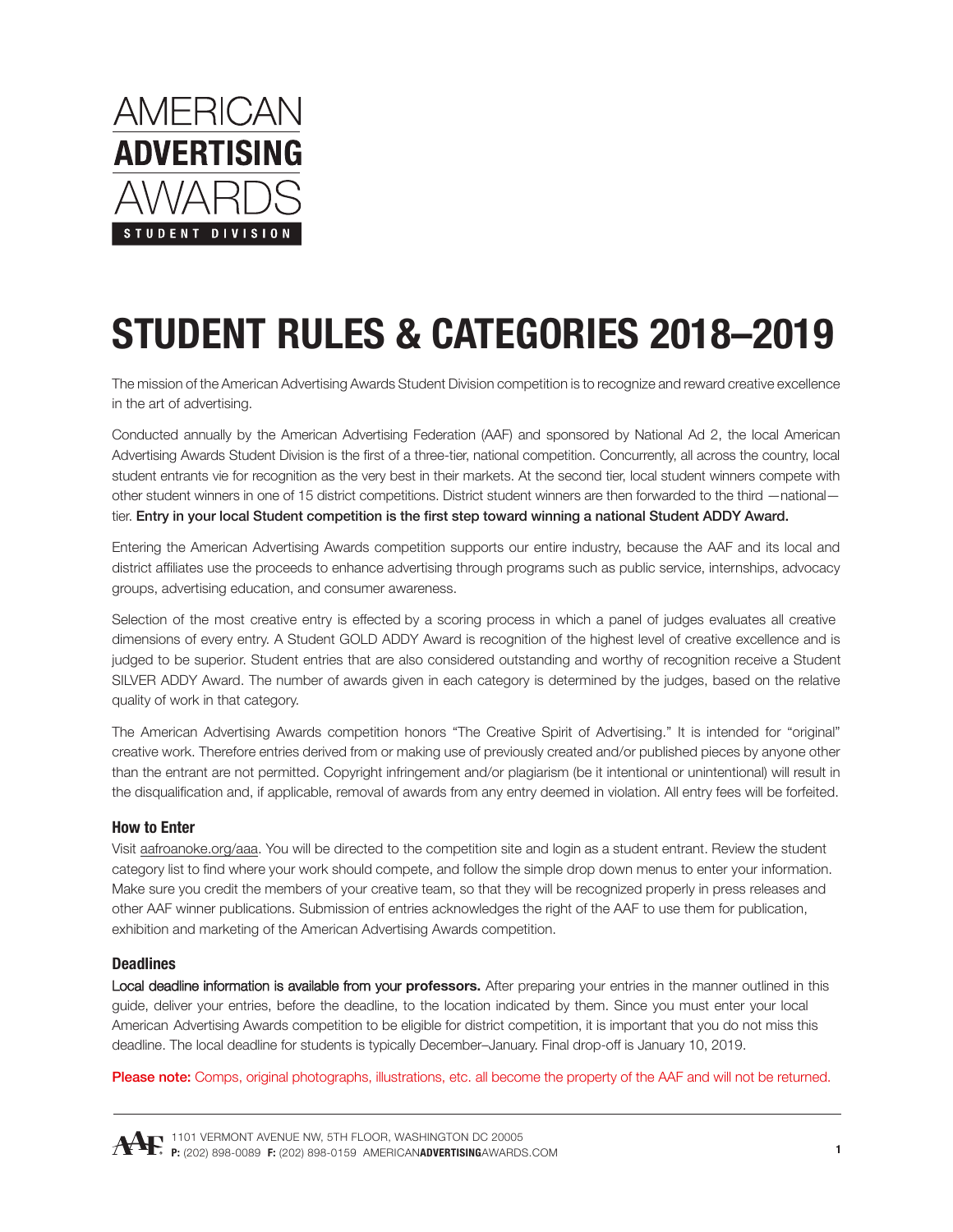AMERICAN
**ADVERTISING**
AWARDS
**STUDENT DIVISION**

# STUDENT RULES & CATEGORIES 2018–2019

The mission of the American Advertising Awards Student Division competition is to recognize and reward creative excellence in the art of advertising.

Conducted annually by the American Advertising Federation (AAF) and sponsored by National Ad 2, the local American Advertising Awards Student Division is the first of a three-tier, national competition. Concurrently, all across the country, local student entrants vie for recognition as the very best in their markets. At the second tier, local student winners compete with other student winners in one of 15 district competitions. District student winners are then forwarded to the third —national— tier. **Entry in your local Student competition is the first step toward winning a national Student ADDY Award.**

Entering the American Advertising Awards competition supports our entire industry, because the AAF and its local and district affiliates use the proceeds to enhance advertising through programs such as public service, internships, advocacy groups, advertising education, and consumer awareness.

Selection of the most creative entry is effected by a scoring process in which a panel of judges evaluates all creative dimensions of every entry. A Student GOLD ADDY Award is recognition of the highest level of creative excellence and is judged to be superior. Student entries that are also considered outstanding and worthy of recognition receive a Student SILVER ADDY Award. The number of awards given in each category is determined by the judges, based on the relative quality of work in that category.

The American Advertising Awards competition honors "The Creative Spirit of Advertising." It is intended for "original" creative work. Therefore entries derived from or making use of previously created and/or published pieces by anyone other than the entrant are not permitted. Copyright infringement and/or plagiarism (be it intentional or unintentional) will result in the disqualification and, if applicable, removal of awards from any entry deemed in violation. All entry fees will be forfeited.

### How to Enter

Visit aafroanoke.org/aaa. You will be directed to the competition site and login as a student entrant. Review the student category list to find where your work should compete, and follow the simple drop down menus to enter your information. Make sure you credit the members of your creative team, so that they will be recognized properly in press releases and other AAF winner publications. Submission of entries acknowledges the right of the AAF to use them for publication, exhibition and marketing of the American Advertising Awards competition.

### Deadlines

**Local deadline information is available from your professors.** After preparing your entries in the manner outlined in this guide, deliver your entries, before the deadline, to the location indicated by them. Since you must enter your local American Advertising Awards competition to be eligible for district competition, it is important that you do not miss this deadline. The local deadline for students is typically December–January. Final drop-off is January 10, 2019.

**Please note:** Comps, original photographs, illustrations, etc. all become the property of the AAF and will not be returned.

1101 VERMONT AVENUE NW, 5TH FLOOR, WASHINGTON DC 20005
**P:** (202) 898-0089 **F:** (202) 898-0159 AMERICAN**ADVERTISING**AWARDS.COM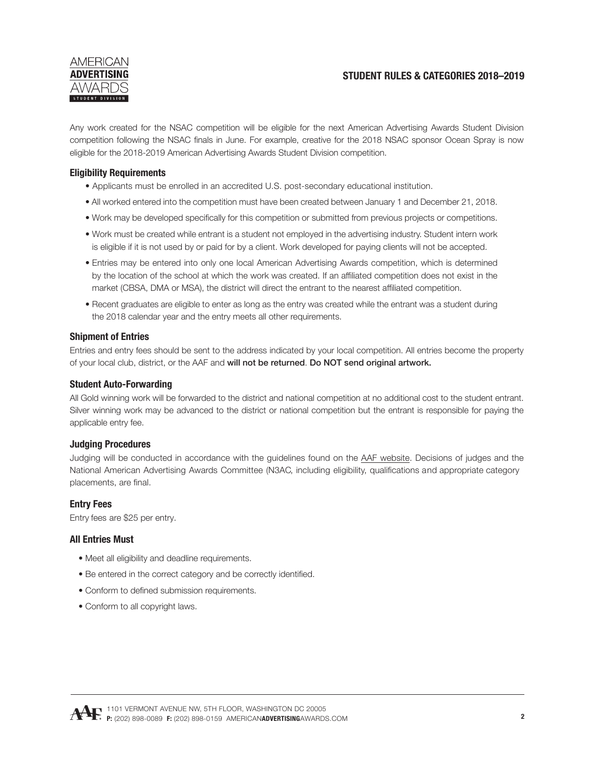Any work created for the NSAC competition will be eligible for the next American Advertising Awards Student Division competition following the NSAC finals in June. For example, creative for the 2018 NSAC sponsor Ocean Spray is now eligible for the 2018-2019 American Advertising Awards Student Division competition.

### Eligibility Requirements

- Applicants must be enrolled in an accredited U.S. post-secondary educational institution.
- All worked entered into the competition must have been created between January 1 and December 21, 2018.
- Work may be developed specifically for this competition or submitted from previous projects or competitions.
- Work must be created while entrant is a student not employed in the advertising industry. Student intern work is eligible if it is not used by or paid for by a client. Work developed for paying clients will not be accepted.
- Entries may be entered into only one local American Advertising Awards competition, which is determined by the location of the school at which the work was created. If an affiliated competition does not exist in the market (CBSA, DMA or MSA), the district will direct the entrant to the nearest affiliated competition.
- Recent graduates are eligible to enter as long as the entry was created while the entrant was a student during the 2018 calendar year and the entry meets all other requirements.

### Shipment of Entries

Entries and entry fees should be sent to the address indicated by your local competition. All entries become the property of your local club, district, or the AAF and **will not be returned**. **Do NOT send original artwork.**

### Student Auto-Forwarding

All Gold winning work will be forwarded to the district and national competition at no additional cost to the student entrant. Silver winning work may be advanced to the district or national competition but the entrant is responsible for paying the applicable entry fee.

### Judging Procedures

Judging will be conducted in accordance with the guidelines found on the AAF website. Decisions of judges and the National American Advertising Awards Committee (N3AC, including eligibility, qualifications and appropriate category placements, are final.

### Entry Fees

Entry fees are $25 per entry.

### All Entries Must

- Meet all eligibility and deadline requirements.
- Be entered in the correct category and be correctly identified.
- Conform to defined submission requirements.
- Conform to all copyright laws.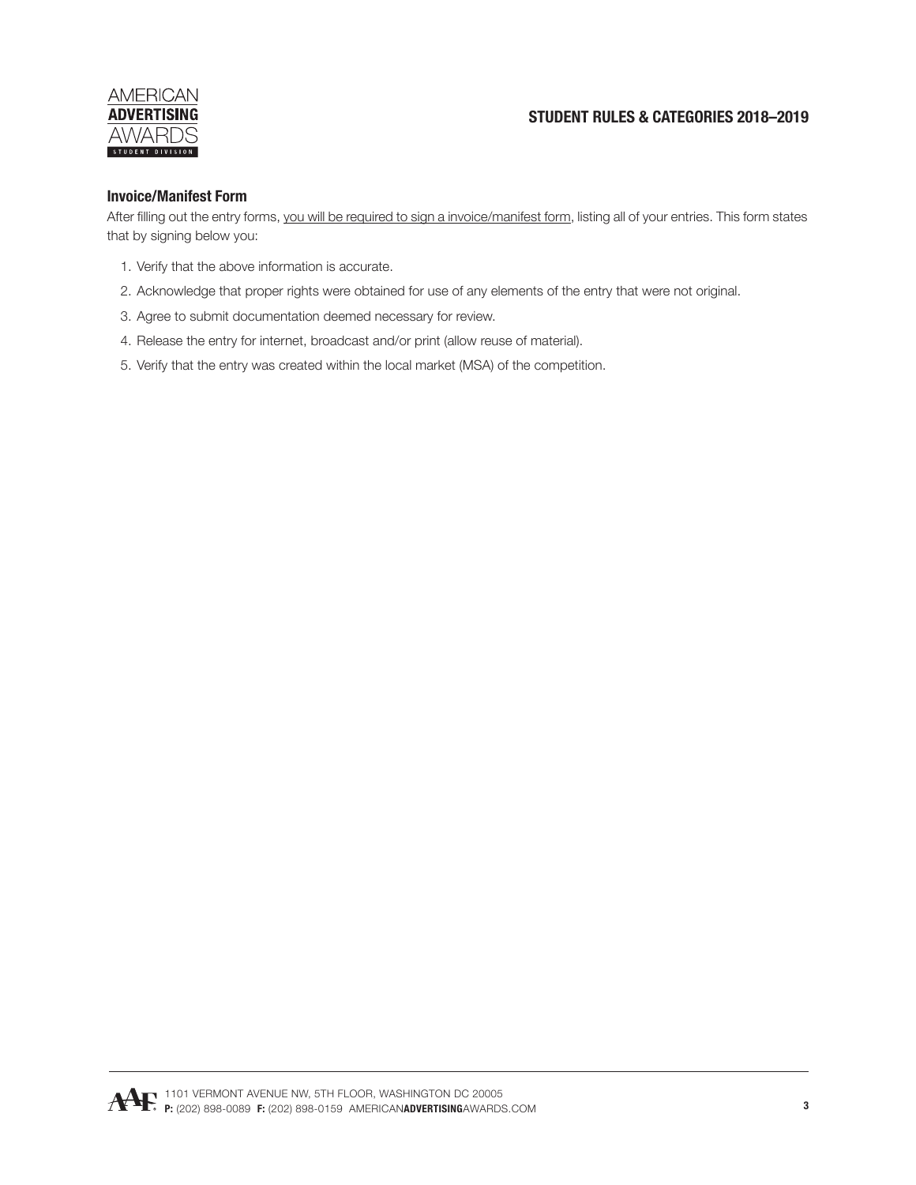### Invoice/Manifest Form

After filling out the entry forms, <u>you will be required to sign a invoice/manifest form</u>, listing all of your entries. This form states that by signing below you:

1. Verify that the above information is accurate.
2. Acknowledge that proper rights were obtained for use of any elements of the entry that were not original.
3. Agree to submit documentation deemed necessary for review.
4. Release the entry for internet, broadcast and/or print (allow reuse of material).
5. Verify that the entry was created within the local market (MSA) of the competition.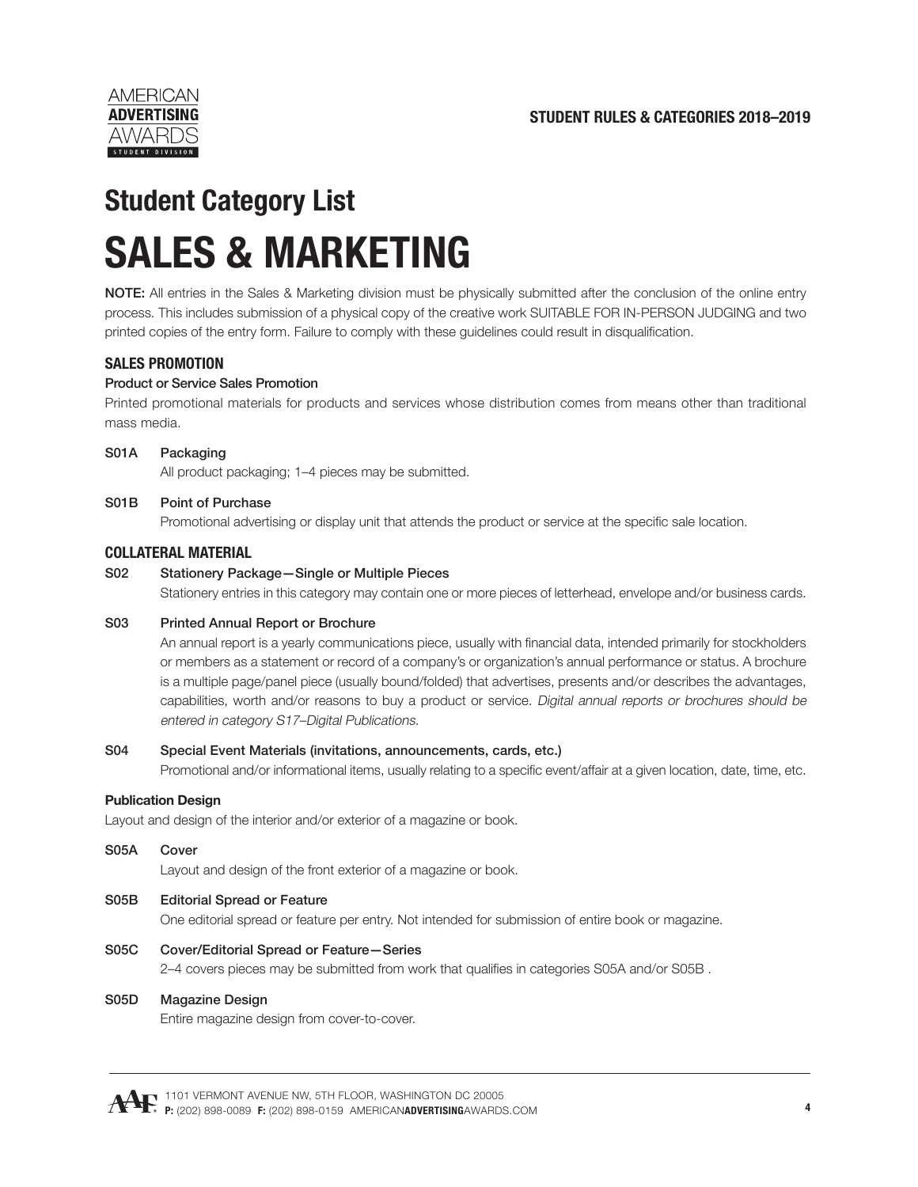# Student Category List

# SALES & MARKETING

**NOTE:** All entries in the Sales & Marketing division must be physically submitted after the conclusion of the online entry process. This includes submission of a physical copy of the creative work SUITABLE FOR IN-PERSON JUDGING and two printed copies of the entry form. Failure to comply with these guidelines could result in disqualification.

### SALES PROMOTION

**Product or Service Sales Promotion**

Printed promotional materials for products and services whose distribution comes from means other than traditional mass media.

**S01A Packaging**
All product packaging; 1–4 pieces may be submitted.

**S01B Point of Purchase**
Promotional advertising or display unit that attends the product or service at the specific sale location.

### COLLATERAL MATERIAL

**S02 Stationery Package—Single or Multiple Pieces**
Stationery entries in this category may contain one or more pieces of letterhead, envelope and/or business cards.

**S03 Printed Annual Report or Brochure**
An annual report is a yearly communications piece, usually with financial data, intended primarily for stockholders or members as a statement or record of a company's or organization's annual performance or status. A brochure is a multiple page/panel piece (usually bound/folded) that advertises, presents and/or describes the advantages, capabilities, worth and/or reasons to buy a product or service. *Digital annual reports or brochures should be entered in category S17–Digital Publications.*

**S04 Special Event Materials (invitations, announcements, cards, etc.)**
Promotional and/or informational items, usually relating to a specific event/affair at a given location, date, time, etc.

**Publication Design**

Layout and design of the interior and/or exterior of a magazine or book.

**S05A Cover**
Layout and design of the front exterior of a magazine or book.

**S05B Editorial Spread or Feature**
One editorial spread or feature per entry. Not intended for submission of entire book or magazine.

**S05C Cover/Editorial Spread or Feature—Series**
2–4 covers pieces may be submitted from work that qualifies in categories S05A and/or S05B .

**S05D Magazine Design**
Entire magazine design from cover-to-cover.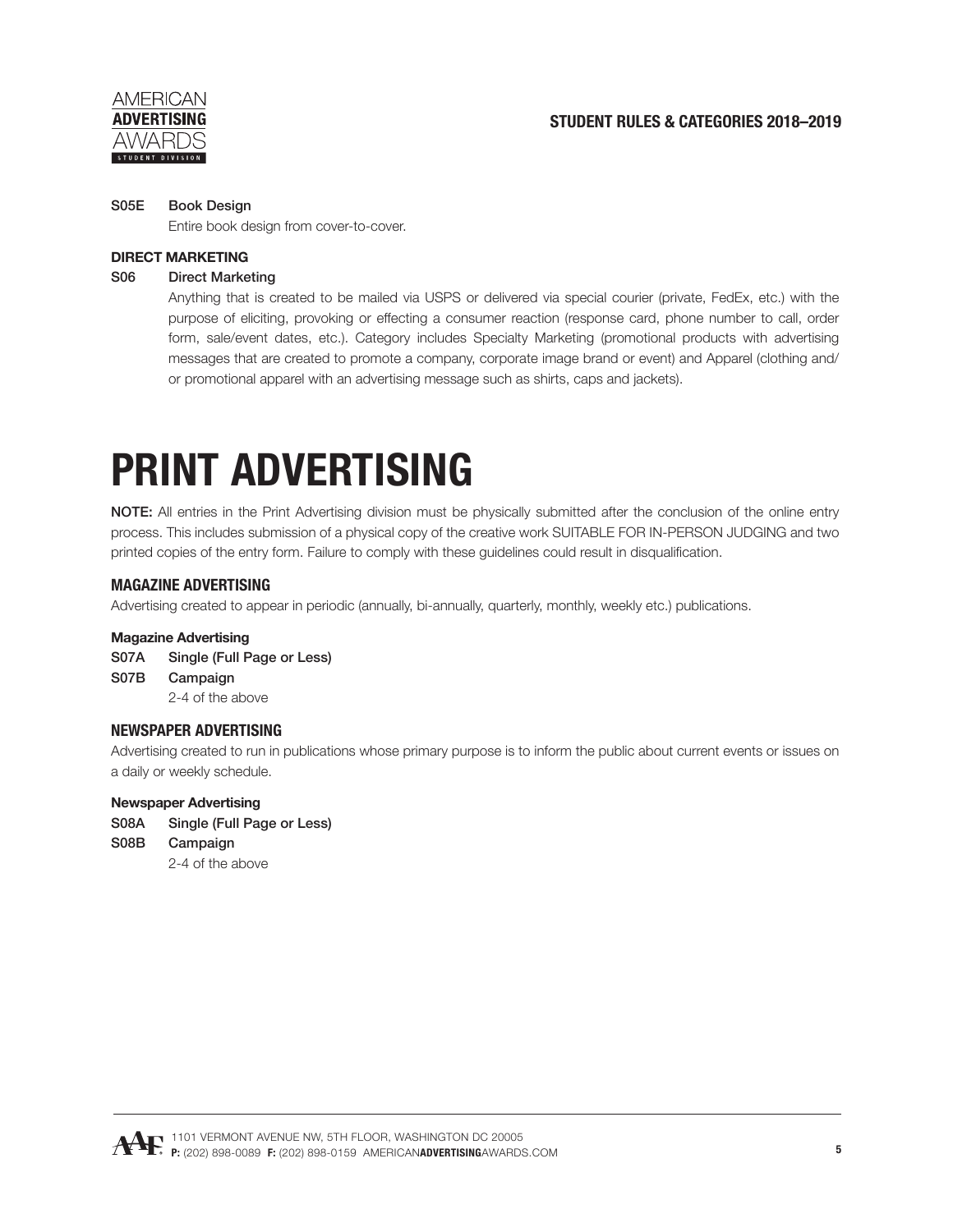**S05E Book Design**

Entire book design from cover-to-cover.

**DIRECT MARKETING**

**S06 Direct Marketing**

Anything that is created to be mailed via USPS or delivered via special courier (private, FedEx, etc.) with the purpose of eliciting, provoking or effecting a consumer reaction (response card, phone number to call, order form, sale/event dates, etc.). Category includes Specialty Marketing (promotional products with advertising messages that are created to promote a company, corporate image brand or event) and Apparel (clothing and/or promotional apparel with an advertising message such as shirts, caps and jackets).

# PRINT ADVERTISING

**NOTE:** All entries in the Print Advertising division must be physically submitted after the conclusion of the online entry process. This includes submission of a physical copy of the creative work SUITABLE FOR IN-PERSON JUDGING and two printed copies of the entry form. Failure to comply with these guidelines could result in disqualification.

## MAGAZINE ADVERTISING

Advertising created to appear in periodic (annually, bi-annually, quarterly, monthly, weekly etc.) publications.

**Magazine Advertising**

**S07A Single (Full Page or Less)**

**S07B Campaign**

2-4 of the above

## NEWSPAPER ADVERTISING

Advertising created to run in publications whose primary purpose is to inform the public about current events or issues on a daily or weekly schedule.

**Newspaper Advertising**

**S08A Single (Full Page or Less)**

**S08B Campaign**

2-4 of the above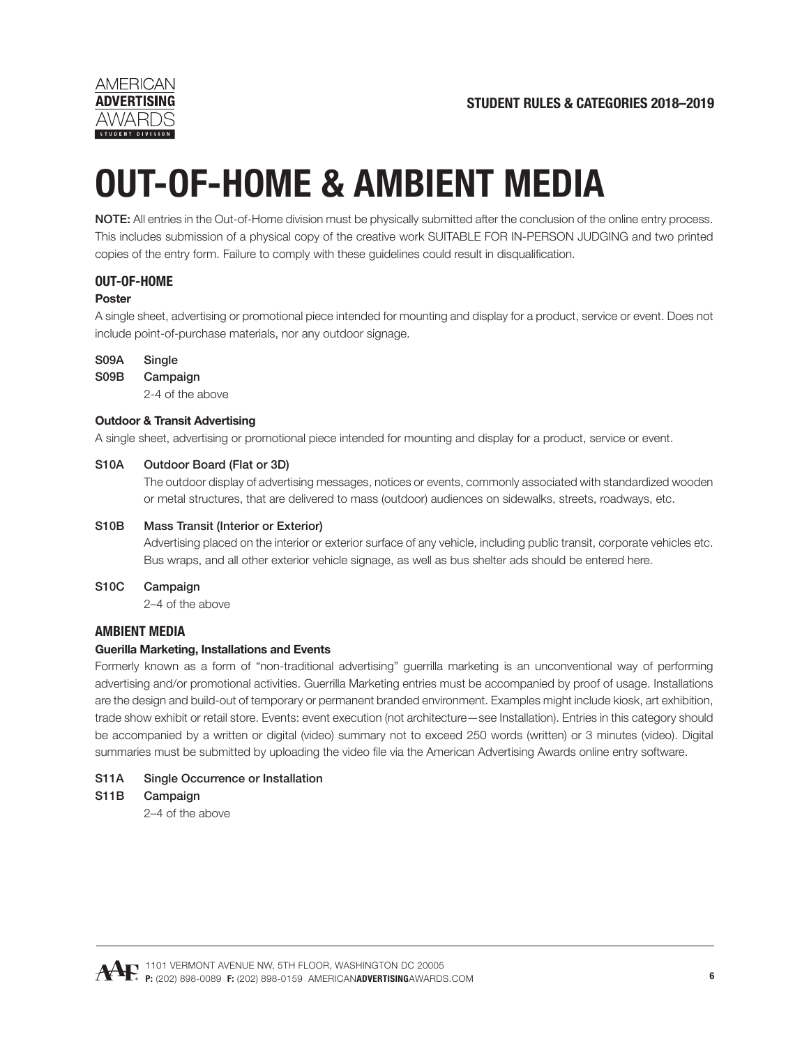// OMITTED header: "STUDENT RULES & CATEGORIES 2018–2019" and logo

# OUT-OF-HOME & AMBIENT MEDIA

**NOTE:** All entries in the Out-of-Home division must be physically submitted after the conclusion of the online entry process. This includes submission of a physical copy of the creative work SUITABLE FOR IN-PERSON JUDGING and two printed copies of the entry form. Failure to comply with these guidelines could result in disqualification.

## OUT-OF-HOME

### Poster

A single sheet, advertising or promotional piece intended for mounting and display for a product, service or event. Does not include point-of-purchase materials, nor any outdoor signage.

**S09A** Single

**S09B** Campaign
2-4 of the above

### Outdoor & Transit Advertising

A single sheet, advertising or promotional piece intended for mounting and display for a product, service or event.

**S10A** Outdoor Board (Flat or 3D)
The outdoor display of advertising messages, notices or events, commonly associated with standardized wooden or metal structures, that are delivered to mass (outdoor) audiences on sidewalks, streets, roadways, etc.

**S10B** Mass Transit (Interior or Exterior)
Advertising placed on the interior or exterior surface of any vehicle, including public transit, corporate vehicles etc. Bus wraps, and all other exterior vehicle signage, as well as bus shelter ads should be entered here.

**S10C** Campaign
2–4 of the above

## AMBIENT MEDIA

### Guerilla Marketing, Installations and Events

Formerly known as a form of "non-traditional advertising" guerrilla marketing is an unconventional way of performing advertising and/or promotional activities. Guerrilla Marketing entries must be accompanied by proof of usage. Installations are the design and build-out of temporary or permanent branded environment. Examples might include kiosk, art exhibition, trade show exhibit or retail store. Events: event execution (not architecture—see Installation). Entries in this category should be accompanied by a written or digital (video) summary not to exceed 250 words (written) or 3 minutes (video). Digital summaries must be submitted by uploading the video file via the American Advertising Awards online entry software.

**S11A** Single Occurrence or Installation

**S11B** Campaign
2–4 of the above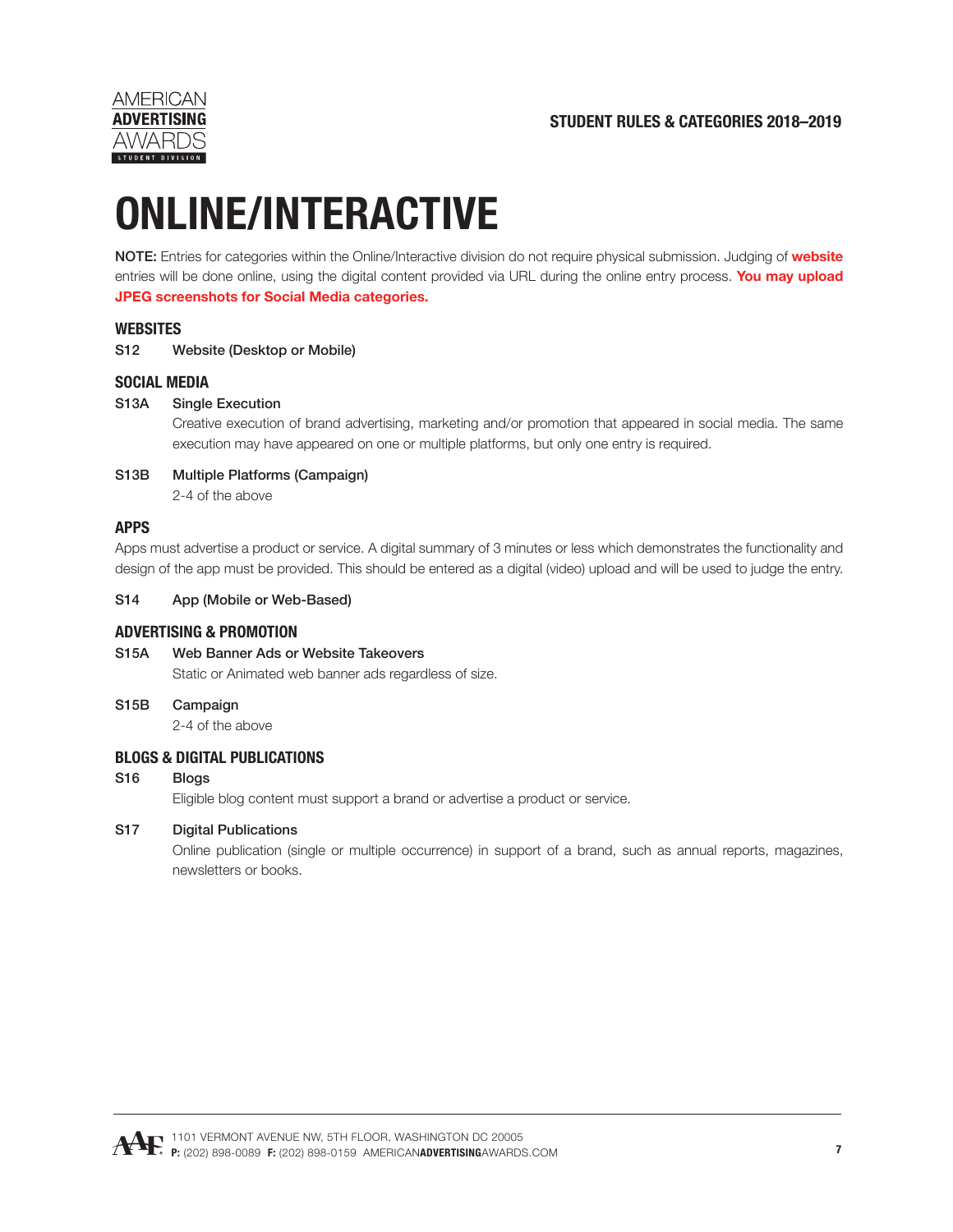# ONLINE/INTERACTIVE

**NOTE:** Entries for categories within the Online/Interactive division do not require physical submission. Judging of **website** entries will be done online, using the digital content provided via URL during the online entry process. **You may upload JPEG screenshots for Social Media categories.**

## WEBSITES

**S12** Website (Desktop or Mobile)

## SOCIAL MEDIA

**S13A** Single Execution

Creative execution of brand advertising, marketing and/or promotion that appeared in social media. The same execution may have appeared on one or multiple platforms, but only one entry is required.

**S13B** Multiple Platforms (Campaign)

2-4 of the above

## APPS

Apps must advertise a product or service. A digital summary of 3 minutes or less which demonstrates the functionality and design of the app must be provided. This should be entered as a digital (video) upload and will be used to judge the entry.

**S14** App (Mobile or Web-Based)

## ADVERTISING & PROMOTION

**S15A** Web Banner Ads or Website Takeovers

Static or Animated web banner ads regardless of size.

**S15B** Campaign

2-4 of the above

## BLOGS & DIGITAL PUBLICATIONS

**S16** Blogs

Eligible blog content must support a brand or advertise a product or service.

**S17** Digital Publications

Online publication (single or multiple occurrence) in support of a brand, such as annual reports, magazines, newsletters or books.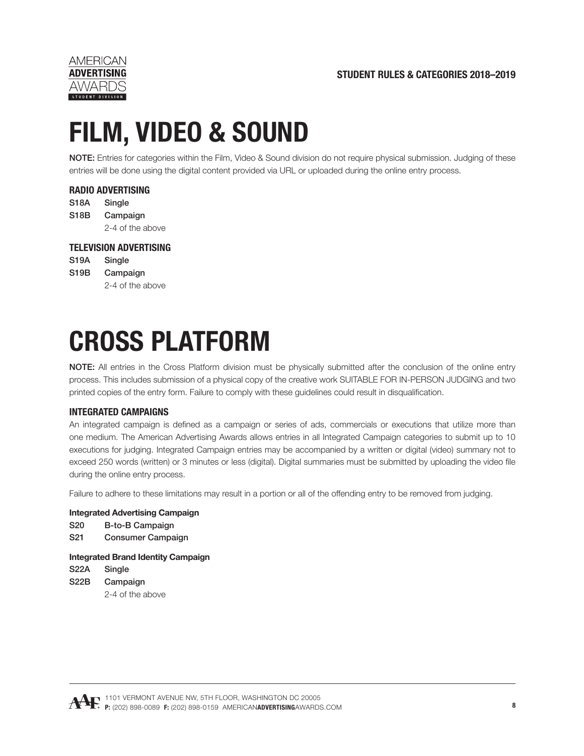# FILM, VIDEO & SOUND

**NOTE:** Entries for categories within the Film, Video & Sound division do not require physical submission. Judging of these entries will be done using the digital content provided via URL or uploaded during the online entry process.

### RADIO ADVERTISING

**S18A** Single

**S18B** Campaign
2-4 of the above

### TELEVISION ADVERTISING

**S19A** Single

**S19B** Campaign
2-4 of the above

# CROSS PLATFORM

**NOTE:** All entries in the Cross Platform division must be physically submitted after the conclusion of the online entry process. This includes submission of a physical copy of the creative work SUITABLE FOR IN-PERSON JUDGING and two printed copies of the entry form. Failure to comply with these guidelines could result in disqualification.

### INTEGRATED CAMPAIGNS

An integrated campaign is defined as a campaign or series of ads, commercials or executions that utilize more than one medium. The American Advertising Awards allows entries in all Integrated Campaign categories to submit up to 10 executions for judging. Integrated Campaign entries may be accompanied by a written or digital (video) summary not to exceed 250 words (written) or 3 minutes or less (digital). Digital summaries must be submitted by uploading the video file during the online entry process.

Failure to adhere to these limitations may result in a portion or all of the offending entry to be removed from judging.

**Integrated Advertising Campaign**

**S20** B-to-B Campaign

**S21** Consumer Campaign

**Integrated Brand Identity Campaign**

**S22A** Single

**S22B** Campaign
2-4 of the above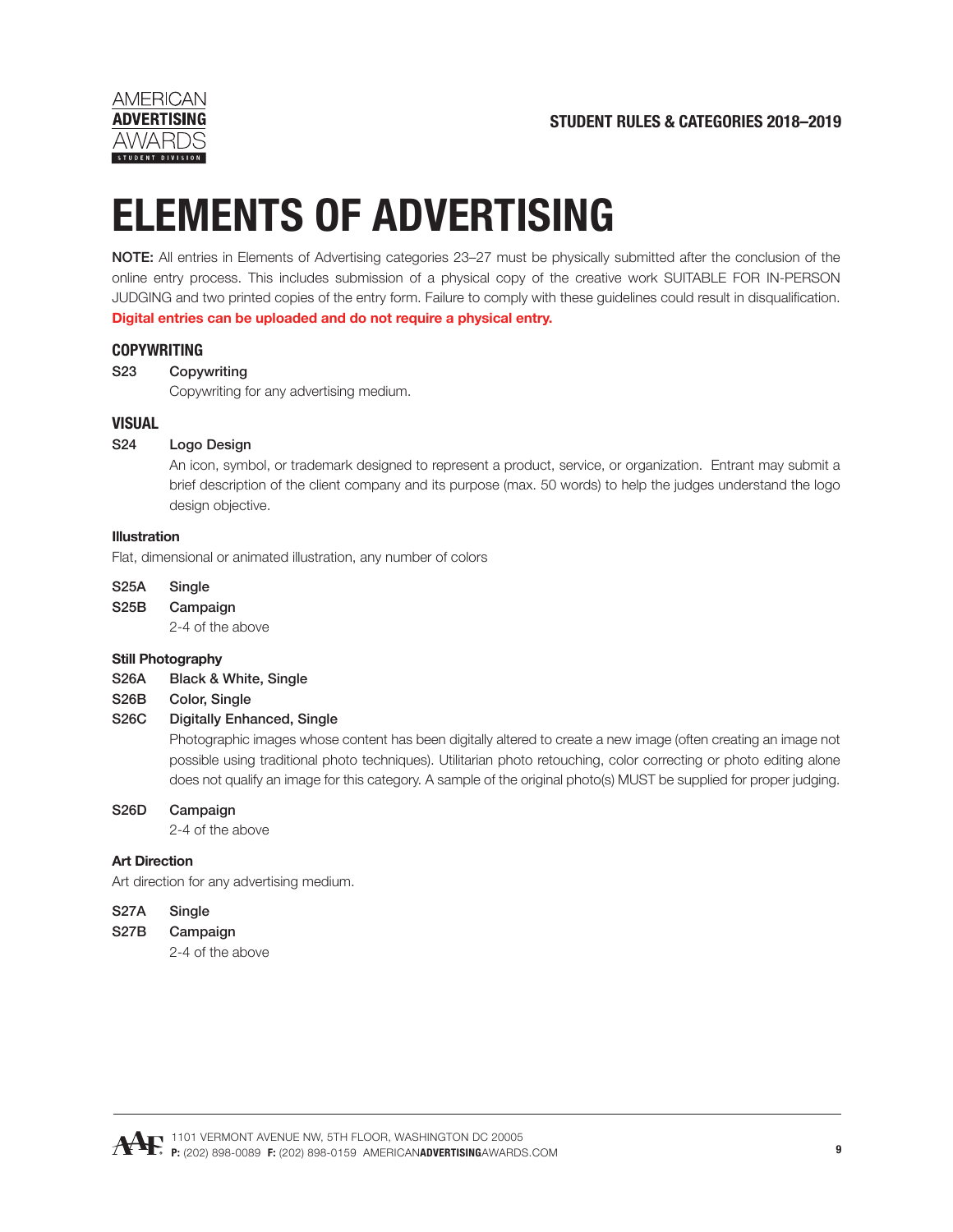# ELEMENTS OF ADVERTISING

**NOTE:** All entries in Elements of Advertising categories 23–27 must be physically submitted after the conclusion of the online entry process. This includes submission of a physical copy of the creative work SUITABLE FOR IN-PERSON JUDGING and two printed copies of the entry form. Failure to comply with these guidelines could result in disqualification. **Digital entries can be uploaded and do not require a physical entry.**

## COPYWRITING

**S23 Copywriting**
Copywriting for any advertising medium.

## VISUAL

**S24 Logo Design**
An icon, symbol, or trademark designed to represent a product, service, or organization. Entrant may submit a brief description of the client company and its purpose (max. 50 words) to help the judges understand the logo design objective.

### Illustration

Flat, dimensional or animated illustration, any number of colors

**S25A Single**

**S25B Campaign**
2-4 of the above

### Still Photography

**S26A Black & White, Single**

**S26B Color, Single**

**S26C Digitally Enhanced, Single**
Photographic images whose content has been digitally altered to create a new image (often creating an image not possible using traditional photo techniques). Utilitarian photo retouching, color correcting or photo editing alone does not qualify an image for this category. A sample of the original photo(s) MUST be supplied for proper judging.

**S26D Campaign**
2-4 of the above

### Art Direction

Art direction for any advertising medium.

**S27A Single**

**S27B Campaign**
2-4 of the above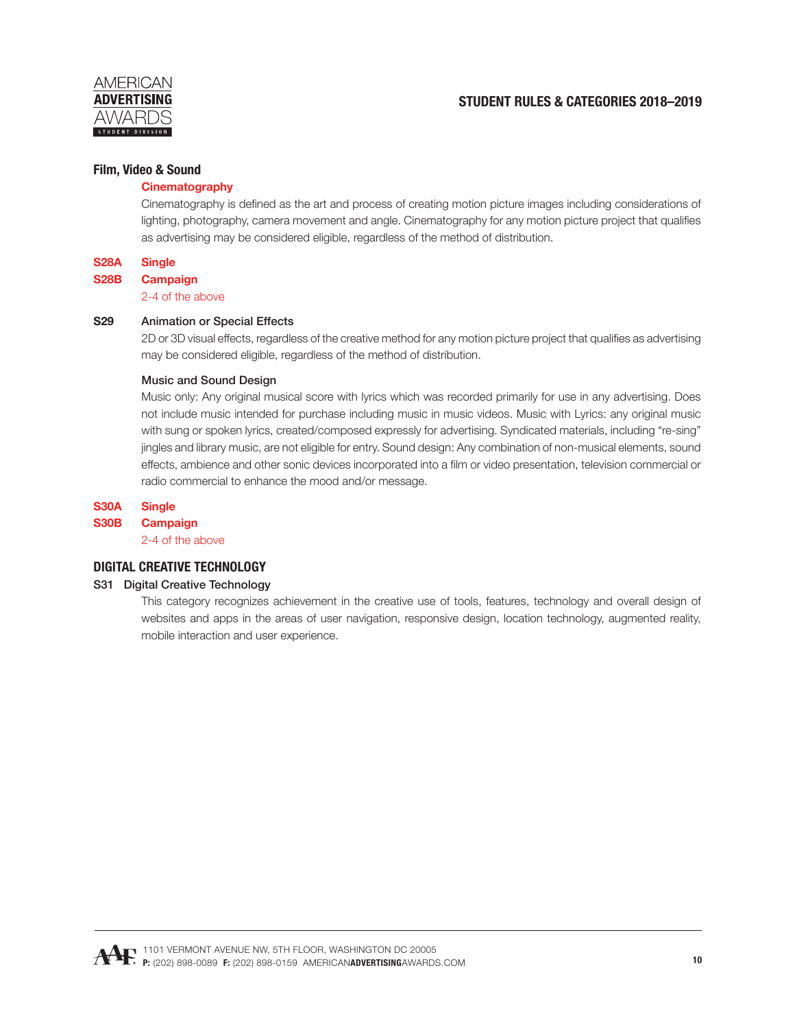## Film, Video & Sound

**Cinematography**

Cinematography is defined as the art and process of creating motion picture images including considerations of lighting, photography, camera movement and angle. Cinematography for any motion picture project that qualifies as advertising may be considered eligible, regardless of the method of distribution.

**S28A Single**

**S28B Campaign**

2-4 of the above

**S29 Animation or Special Effects**

2D or 3D visual effects, regardless of the creative method for any motion picture project that qualifies as advertising may be considered eligible, regardless of the method of distribution.

**Music and Sound Design**

Music only: Any original musical score with lyrics which was recorded primarily for use in any advertising. Does not include music intended for purchase including music in music videos. Music with Lyrics: any original music with sung or spoken lyrics, created/composed expressly for advertising. Syndicated materials, including "re-sing" jingles and library music, are not eligible for entry. Sound design: Any combination of non-musical elements, sound effects, ambience and other sonic devices incorporated into a film or video presentation, television commercial or radio commercial to enhance the mood and/or message.

**S30A Single**

**S30B Campaign**

2-4 of the above

## DIGITAL CREATIVE TECHNOLOGY

**S31 Digital Creative Technology**

This category recognizes achievement in the creative use of tools, features, technology and overall design of websites and apps in the areas of user navigation, responsive design, location technology, augmented reality, mobile interaction and user experience.